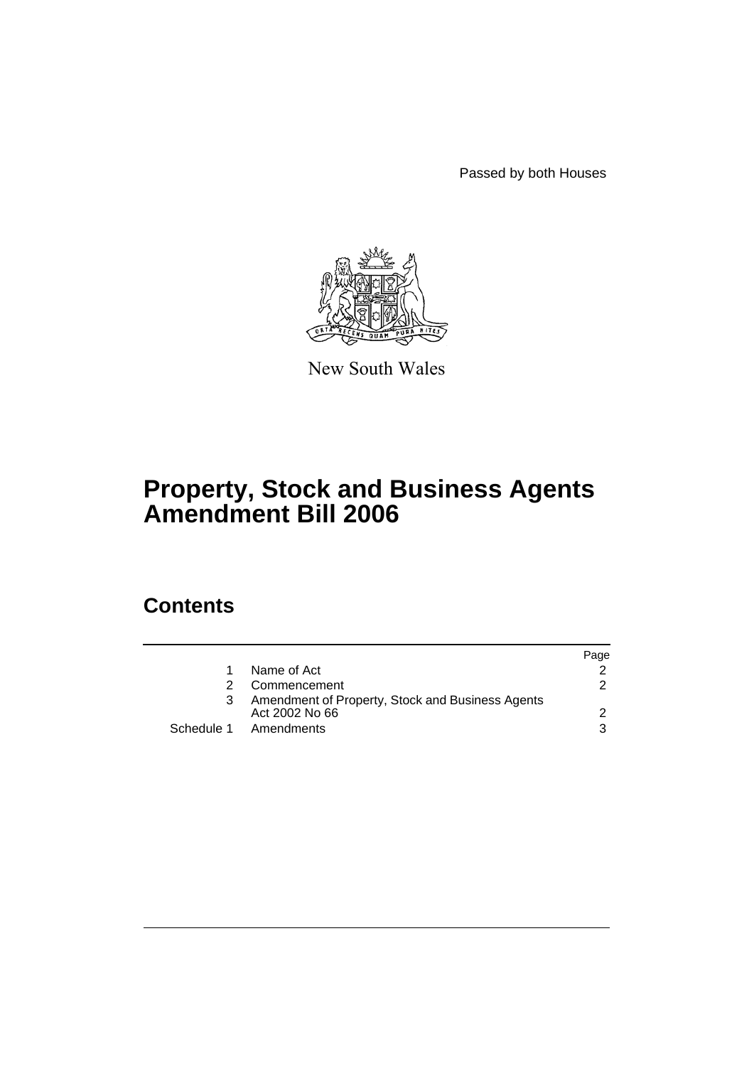Passed by both Houses

New South Wales

# Property, Stock and Business Agents Amendment Bill 2006

## Contents

| | | Page |
|---|---|---|
| 1 | Name of Act | 2 |
| 2 | Commencement | 2 |
| 3 | Amendment of Property, Stock and Business Agents Act 2002 No 66 | 2 |
| Schedule 1 | Amendments | 3 |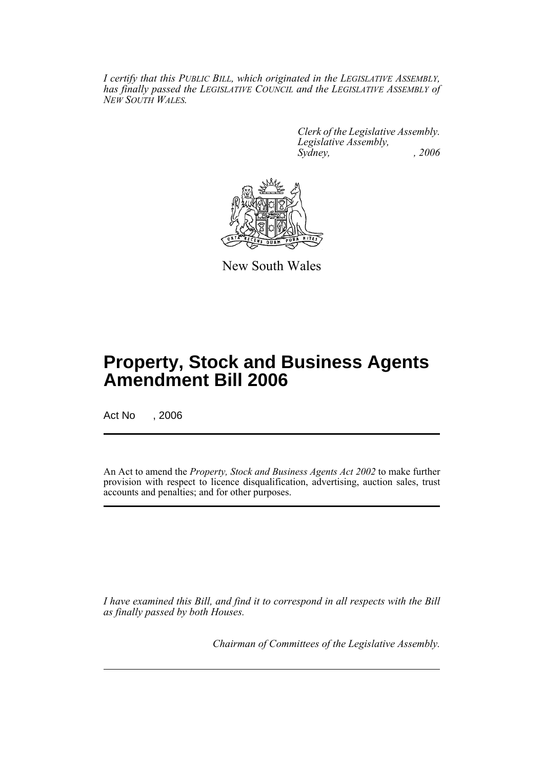*I certify that this PUBLIC BILL, which originated in the LEGISLATIVE ASSEMBLY, has finally passed the LEGISLATIVE COUNCIL and the LEGISLATIVE ASSEMBLY of NEW SOUTH WALES.*

*Clerk of the Legislative Assembly.*
*Legislative Assembly,*
*Sydney, , 2006*

New South Wales

# Property, Stock and Business Agents Amendment Bill 2006

Act No , 2006

An Act to amend the *Property, Stock and Business Agents Act 2002* to make further provision with respect to licence disqualification, advertising, auction sales, trust accounts and penalties; and for other purposes.

*I have examined this Bill, and find it to correspond in all respects with the Bill as finally passed by both Houses.*

*Chairman of Committees of the Legislative Assembly.*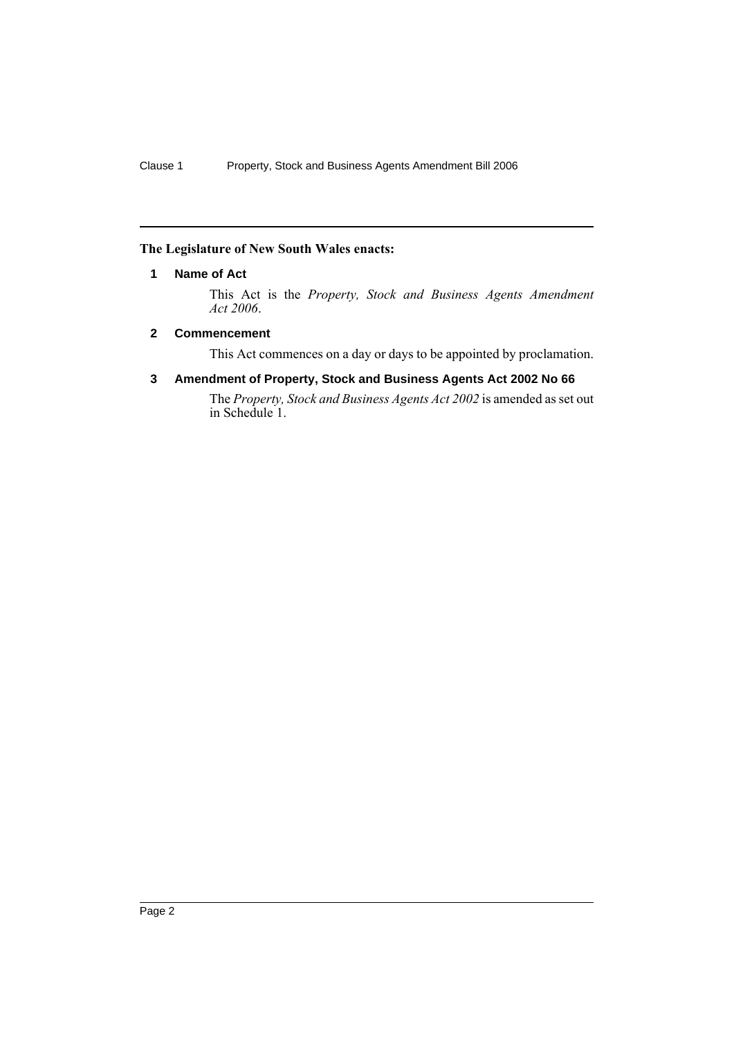**The Legislature of New South Wales enacts:**

## 1 Name of Act

This Act is the *Property, Stock and Business Agents Amendment Act 2006*.

## 2 Commencement

This Act commences on a day or days to be appointed by proclamation.

## 3 Amendment of Property, Stock and Business Agents Act 2002 No 66

The *Property, Stock and Business Agents Act 2002* is amended as set out in Schedule 1.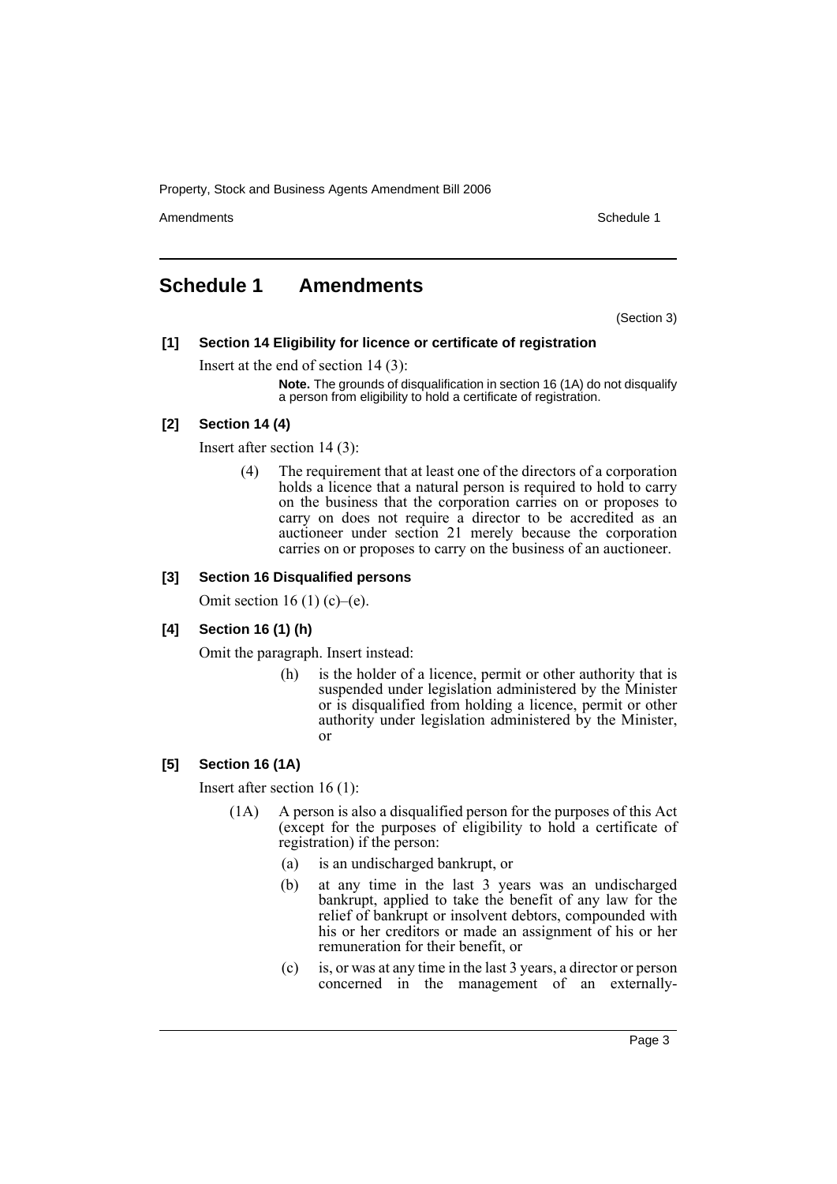## Schedule 1 Amendments

(Section 3)

**[1] Section 14 Eligibility for licence or certificate of registration**

Insert at the end of section 14 (3):

> **Note.** The grounds of disqualification in section 16 (1A) do not disqualify a person from eligibility to hold a certificate of registration.

**[2] Section 14 (4)**

Insert after section 14 (3):

> (4) The requirement that at least one of the directors of a corporation holds a licence that a natural person is required to hold to carry on the business that the corporation carries on or proposes to carry on does not require a director to be accredited as an auctioneer under section 21 merely because the corporation carries on or proposes to carry on the business of an auctioneer.

**[3] Section 16 Disqualified persons**

Omit section 16 (1) (c)–(e).

**[4] Section 16 (1) (h)**

Omit the paragraph. Insert instead:

> (h) is the holder of a licence, permit or other authority that is suspended under legislation administered by the Minister or is disqualified from holding a licence, permit or other authority under legislation administered by the Minister, or

**[5] Section 16 (1A)**

Insert after section 16 (1):

> (1A) A person is also a disqualified person for the purposes of this Act (except for the purposes of eligibility to hold a certificate of registration) if the person:
>
> (a) is an undischarged bankrupt, or
>
> (b) at any time in the last 3 years was an undischarged bankrupt, applied to take the benefit of any law for the relief of bankrupt or insolvent debtors, compounded with his or her creditors or made an assignment of his or her remuneration for their benefit, or
>
> (c) is, or was at any time in the last 3 years, a director or person concerned in the management of an externally-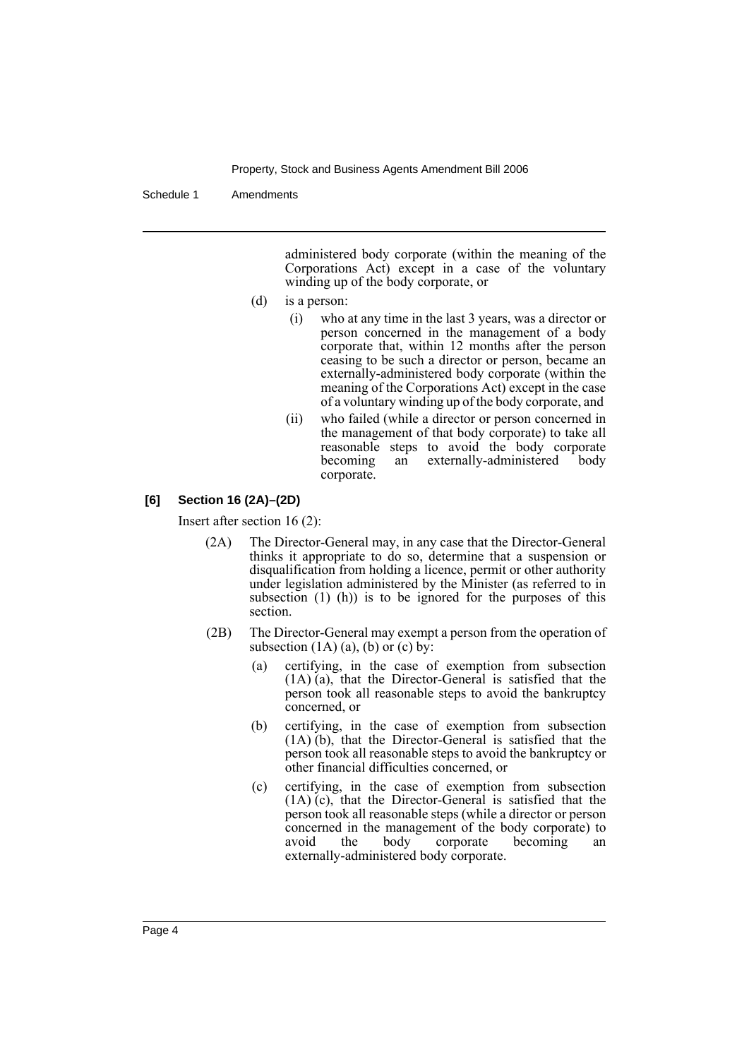administered body corporate (within the meaning of the Corporations Act) except in a case of the voluntary winding up of the body corporate, or

(d) is a person:

(i) who at any time in the last 3 years, was a director or person concerned in the management of a body corporate that, within 12 months after the person ceasing to be such a director or person, became an externally-administered body corporate (within the meaning of the Corporations Act) except in the case of a voluntary winding up of the body corporate, and

(ii) who failed (while a director or person concerned in the management of that body corporate) to take all reasonable steps to avoid the body corporate becoming an externally-administered body corporate.

**[6] Section 16 (2A)–(2D)**

Insert after section 16 (2):

(2A) The Director-General may, in any case that the Director-General thinks it appropriate to do so, determine that a suspension or disqualification from holding a licence, permit or other authority under legislation administered by the Minister (as referred to in subsection (1) (h)) is to be ignored for the purposes of this section.

(2B) The Director-General may exempt a person from the operation of subsection (1A) (a), (b) or (c) by:

(a) certifying, in the case of exemption from subsection (1A) (a), that the Director-General is satisfied that the person took all reasonable steps to avoid the bankruptcy concerned, or

(b) certifying, in the case of exemption from subsection (1A) (b), that the Director-General is satisfied that the person took all reasonable steps to avoid the bankruptcy or other financial difficulties concerned, or

(c) certifying, in the case of exemption from subsection (1A) (c), that the Director-General is satisfied that the person took all reasonable steps (while a director or person concerned in the management of the body corporate) to avoid the body corporate becoming an externally-administered body corporate.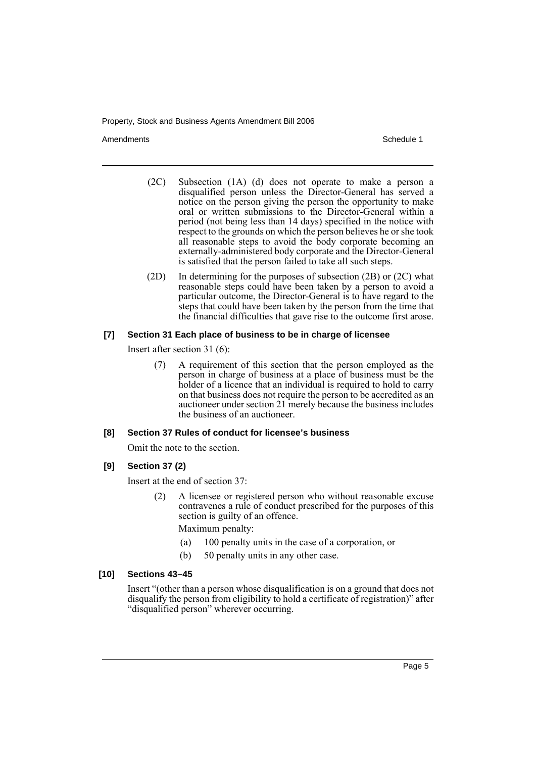(2C) Subsection (1A) (d) does not operate to make a person a disqualified person unless the Director-General has served a notice on the person giving the person the opportunity to make oral or written submissions to the Director-General within a period (not being less than 14 days) specified in the notice with respect to the grounds on which the person believes he or she took all reasonable steps to avoid the body corporate becoming an externally-administered body corporate and the Director-General is satisfied that the person failed to take all such steps.

(2D) In determining for the purposes of subsection (2B) or (2C) what reasonable steps could have been taken by a person to avoid a particular outcome, the Director-General is to have regard to the steps that could have been taken by the person from the time that the financial difficulties that gave rise to the outcome first arose.

#### [7] Section 31 Each place of business to be in charge of licensee

Insert after section 31 (6):

(7) A requirement of this section that the person employed as the person in charge of business at a place of business must be the holder of a licence that an individual is required to hold to carry on that business does not require the person to be accredited as an auctioneer under section 21 merely because the business includes the business of an auctioneer.

#### [8] Section 37 Rules of conduct for licensee's business

Omit the note to the section.

#### [9] Section 37 (2)

Insert at the end of section 37:

(2) A licensee or registered person who without reasonable excuse contravenes a rule of conduct prescribed for the purposes of this section is guilty of an offence.

Maximum penalty:

(a) 100 penalty units in the case of a corporation, or

(b) 50 penalty units in any other case.

#### [10] Sections 43–45

Insert "(other than a person whose disqualification is on a ground that does not disqualify the person from eligibility to hold a certificate of registration)" after "disqualified person" wherever occurring.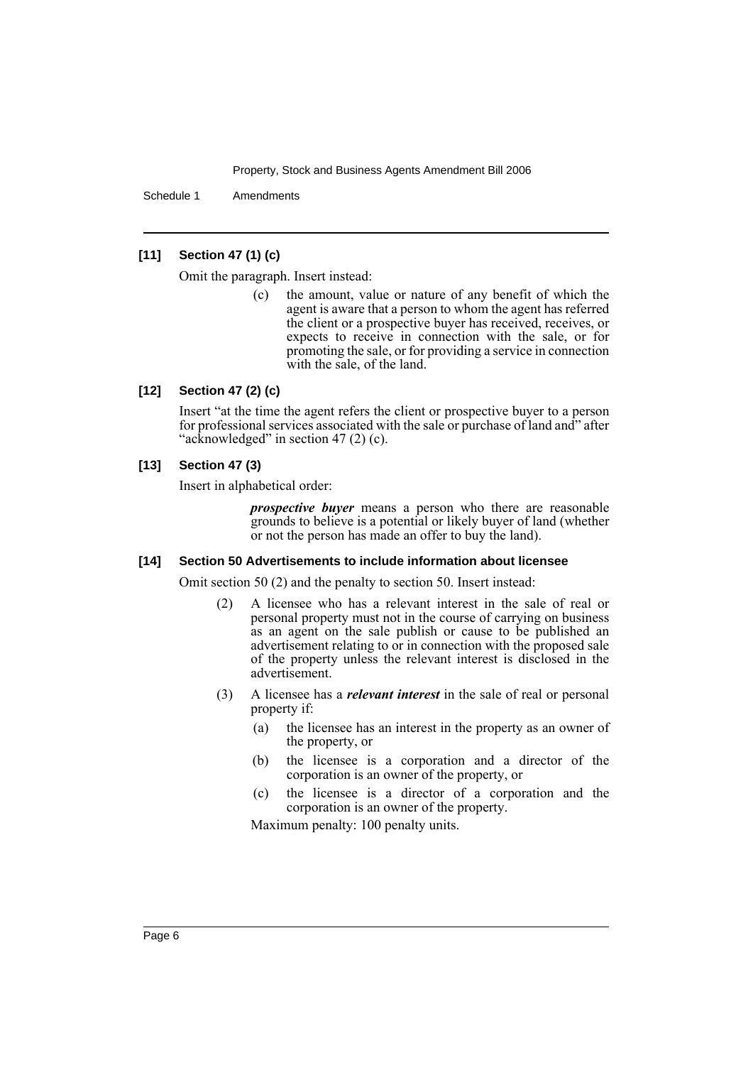**[11] Section 47 (1) (c)**

Omit the paragraph. Insert instead:

> (c) the amount, value or nature of any benefit of which the agent is aware that a person to whom the agent has referred the client or a prospective buyer has received, receives, or expects to receive in connection with the sale, or for promoting the sale, or for providing a service in connection with the sale, of the land.

**[12] Section 47 (2) (c)**

Insert "at the time the agent refers the client or prospective buyer to a person for professional services associated with the sale or purchase of land and" after "acknowledged" in section 47 (2) (c).

**[13] Section 47 (3)**

Insert in alphabetical order:

> ***prospective buyer*** means a person who there are reasonable grounds to believe is a potential or likely buyer of land (whether or not the person has made an offer to buy the land).

**[14] Section 50 Advertisements to include information about licensee**

Omit section 50 (2) and the penalty to section 50. Insert instead:

> (2) A licensee who has a relevant interest in the sale of real or personal property must not in the course of carrying on business as an agent on the sale publish or cause to be published an advertisement relating to or in connection with the proposed sale of the property unless the relevant interest is disclosed in the advertisement.
>
> (3) A licensee has a ***relevant interest*** in the sale of real or personal property if:
>
> (a) the licensee has an interest in the property as an owner of the property, or
>
> (b) the licensee is a corporation and a director of the corporation is an owner of the property, or
>
> (c) the licensee is a director of a corporation and the corporation is an owner of the property.
>
> Maximum penalty: 100 penalty units.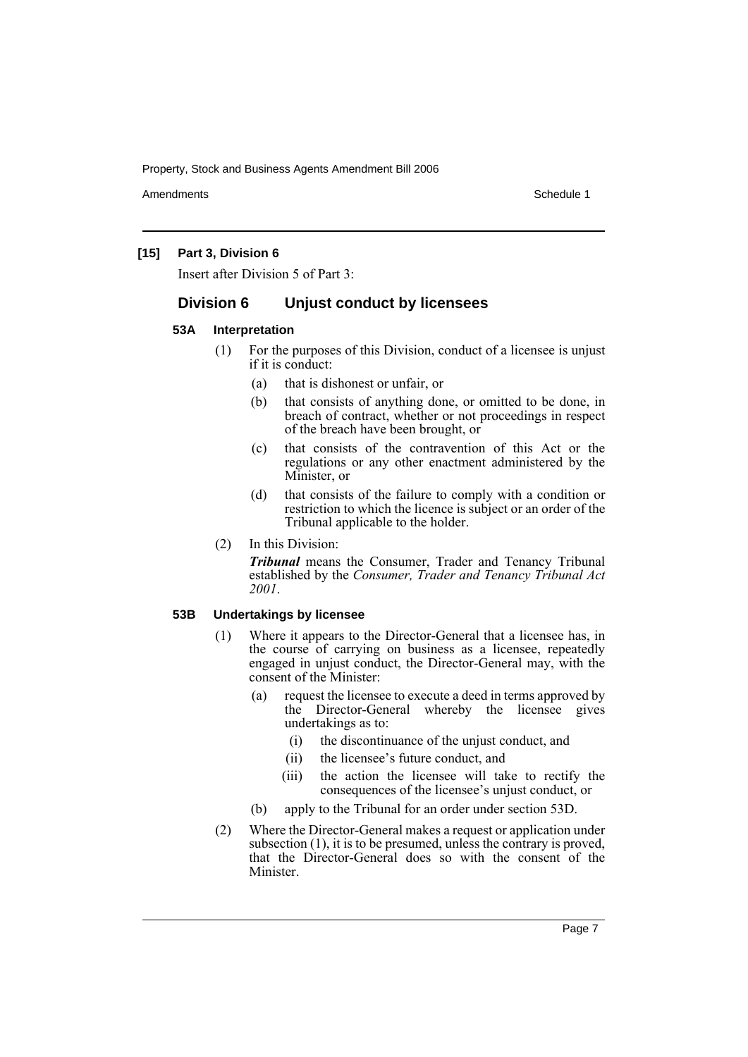**[15] Part 3, Division 6**

Insert after Division 5 of Part 3:

## Division 6 Unjust conduct by licensees

### 53A Interpretation

(1) For the purposes of this Division, conduct of a licensee is unjust if it is conduct:

(a) that is dishonest or unfair, or

(b) that consists of anything done, or omitted to be done, in breach of contract, whether or not proceedings in respect of the breach have been brought, or

(c) that consists of the contravention of this Act or the regulations or any other enactment administered by the Minister, or

(d) that consists of the failure to comply with a condition or restriction to which the licence is subject or an order of the Tribunal applicable to the holder.

(2) In this Division:

***Tribunal*** means the Consumer, Trader and Tenancy Tribunal established by the *Consumer, Trader and Tenancy Tribunal Act 2001*.

### 53B Undertakings by licensee

(1) Where it appears to the Director-General that a licensee has, in the course of carrying on business as a licensee, repeatedly engaged in unjust conduct, the Director-General may, with the consent of the Minister:

(a) request the licensee to execute a deed in terms approved by the Director-General whereby the licensee gives undertakings as to:

(i) the discontinuance of the unjust conduct, and

(ii) the licensee's future conduct, and

(iii) the action the licensee will take to rectify the consequences of the licensee's unjust conduct, or

(b) apply to the Tribunal for an order under section 53D.

(2) Where the Director-General makes a request or application under subsection (1), it is to be presumed, unless the contrary is proved, that the Director-General does so with the consent of the Minister.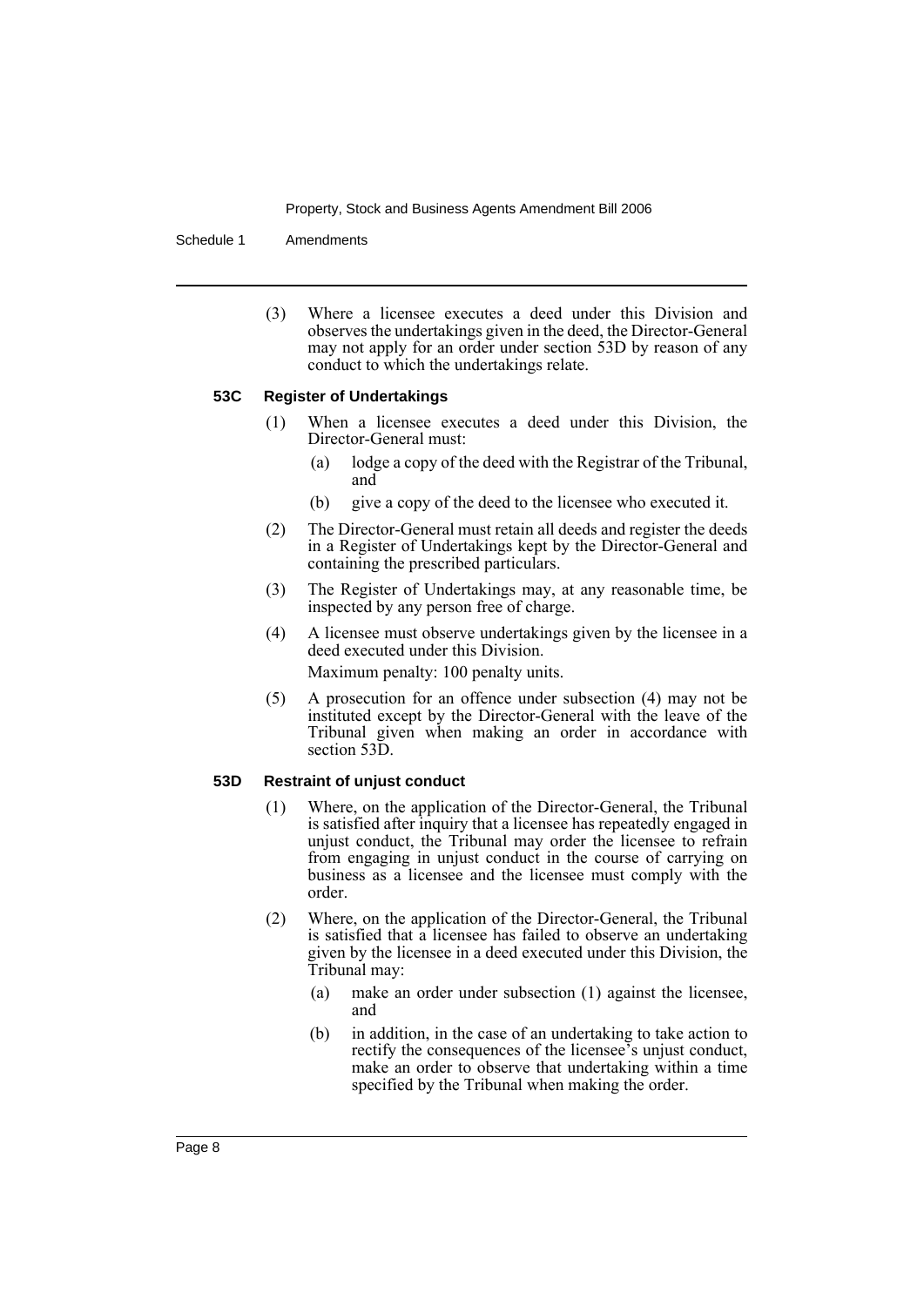(3) Where a licensee executes a deed under this Division and observes the undertakings given in the deed, the Director-General may not apply for an order under section 53D by reason of any conduct to which the undertakings relate.

### 53C Register of Undertakings

(1) When a licensee executes a deed under this Division, the Director-General must:

(a) lodge a copy of the deed with the Registrar of the Tribunal, and

(b) give a copy of the deed to the licensee who executed it.

(2) The Director-General must retain all deeds and register the deeds in a Register of Undertakings kept by the Director-General and containing the prescribed particulars.

(3) The Register of Undertakings may, at any reasonable time, be inspected by any person free of charge.

(4) A licensee must observe undertakings given by the licensee in a deed executed under this Division.

Maximum penalty: 100 penalty units.

(5) A prosecution for an offence under subsection (4) may not be instituted except by the Director-General with the leave of the Tribunal given when making an order in accordance with section 53D.

### 53D Restraint of unjust conduct

(1) Where, on the application of the Director-General, the Tribunal is satisfied after inquiry that a licensee has repeatedly engaged in unjust conduct, the Tribunal may order the licensee to refrain from engaging in unjust conduct in the course of carrying on business as a licensee and the licensee must comply with the order.

(2) Where, on the application of the Director-General, the Tribunal is satisfied that a licensee has failed to observe an undertaking given by the licensee in a deed executed under this Division, the Tribunal may:

(a) make an order under subsection (1) against the licensee, and

(b) in addition, in the case of an undertaking to take action to rectify the consequences of the licensee's unjust conduct, make an order to observe that undertaking within a time specified by the Tribunal when making the order.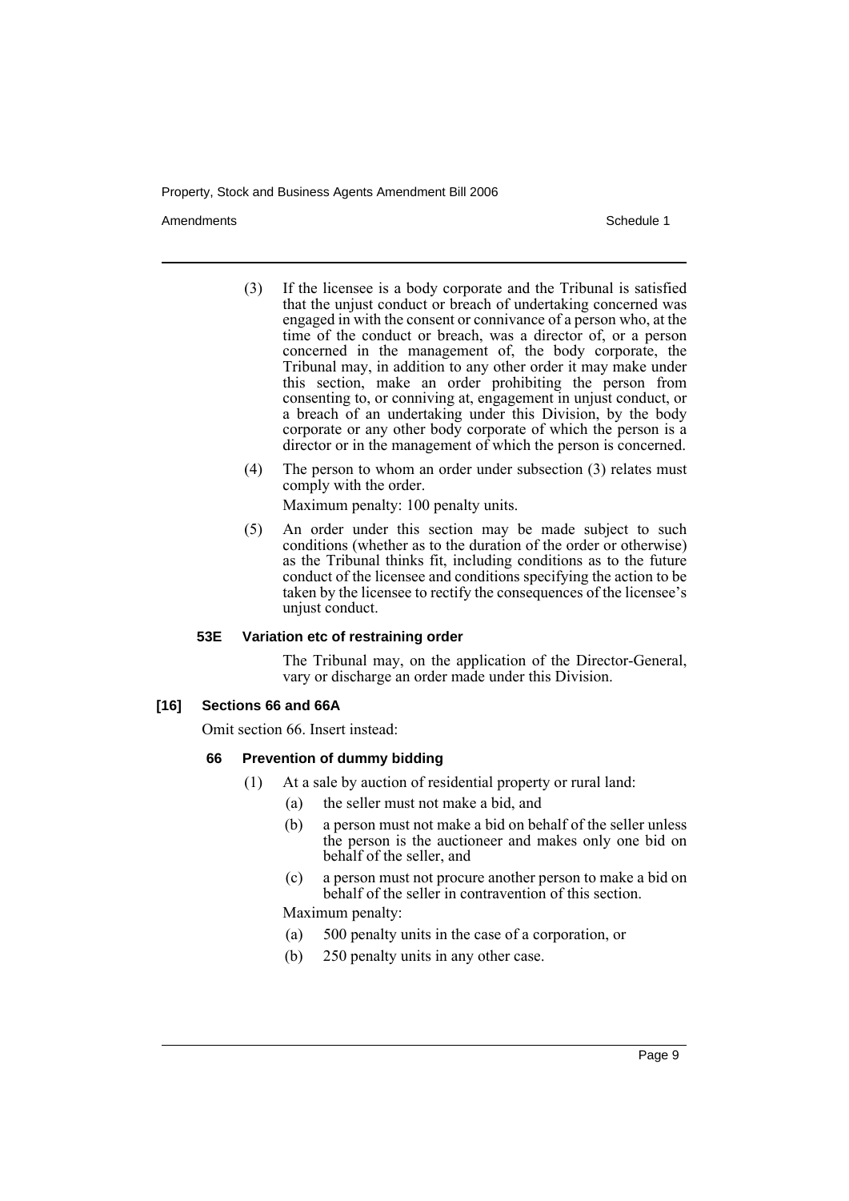(3) If the licensee is a body corporate and the Tribunal is satisfied that the unjust conduct or breach of undertaking concerned was engaged in with the consent or connivance of a person who, at the time of the conduct or breach, was a director of, or a person concerned in the management of, the body corporate, the Tribunal may, in addition to any other order it may make under this section, make an order prohibiting the person from consenting to, or conniving at, engagement in unjust conduct, or a breach of an undertaking under this Division, by the body corporate or any other body corporate of which the person is a director or in the management of which the person is concerned.

(4) The person to whom an order under subsection (3) relates must comply with the order.

Maximum penalty: 100 penalty units.

(5) An order under this section may be made subject to such conditions (whether as to the duration of the order or otherwise) as the Tribunal thinks fit, including conditions as to the future conduct of the licensee and conditions specifying the action to be taken by the licensee to rectify the consequences of the licensee's unjust conduct.

#### 53E Variation etc of restraining order

The Tribunal may, on the application of the Director-General, vary or discharge an order made under this Division.

### [16] Sections 66 and 66A

Omit section 66. Insert instead:

#### 66 Prevention of dummy bidding

(1) At a sale by auction of residential property or rural land:

- (a) the seller must not make a bid, and
- (b) a person must not make a bid on behalf of the seller unless the person is the auctioneer and makes only one bid on behalf of the seller, and
- (c) a person must not procure another person to make a bid on behalf of the seller in contravention of this section.

Maximum penalty:

- (a) 500 penalty units in the case of a corporation, or
- (b) 250 penalty units in any other case.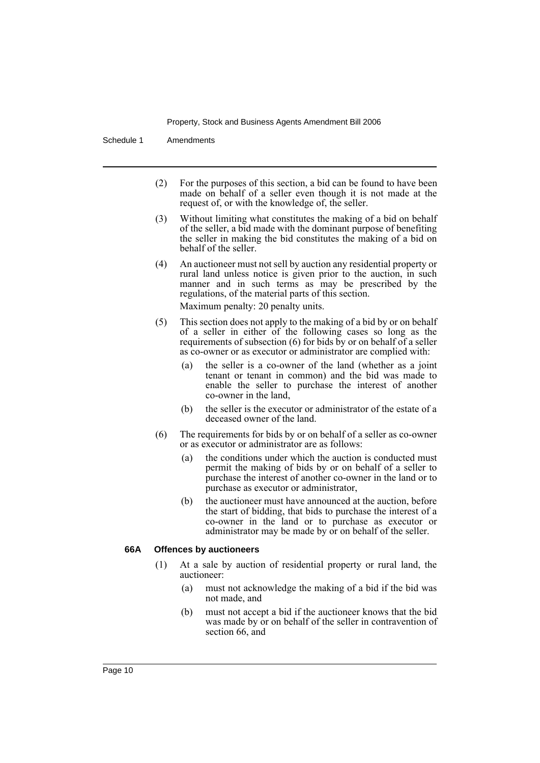(2) For the purposes of this section, a bid can be found to have been made on behalf of a seller even though it is not made at the request of, or with the knowledge of, the seller.

(3) Without limiting what constitutes the making of a bid on behalf of the seller, a bid made with the dominant purpose of benefiting the seller in making the bid constitutes the making of a bid on behalf of the seller.

(4) An auctioneer must not sell by auction any residential property or rural land unless notice is given prior to the auction, in such manner and in such terms as may be prescribed by the regulations, of the material parts of this section.

Maximum penalty: 20 penalty units.

(5) This section does not apply to the making of a bid by or on behalf of a seller in either of the following cases so long as the requirements of subsection (6) for bids by or on behalf of a seller as co-owner or as executor or administrator are complied with:

- (a) the seller is a co-owner of the land (whether as a joint tenant or tenant in common) and the bid was made to enable the seller to purchase the interest of another co-owner in the land,
- (b) the seller is the executor or administrator of the estate of a deceased owner of the land.

(6) The requirements for bids by or on behalf of a seller as co-owner or as executor or administrator are as follows:

- (a) the conditions under which the auction is conducted must permit the making of bids by or on behalf of a seller to purchase the interest of another co-owner in the land or to purchase as executor or administrator,
- (b) the auctioneer must have announced at the auction, before the start of bidding, that bids to purchase the interest of a co-owner in the land or to purchase as executor or administrator may be made by or on behalf of the seller.

**66A Offences by auctioneers**

(1) At a sale by auction of residential property or rural land, the auctioneer:

- (a) must not acknowledge the making of a bid if the bid was not made, and
- (b) must not accept a bid if the auctioneer knows that the bid was made by or on behalf of the seller in contravention of section 66, and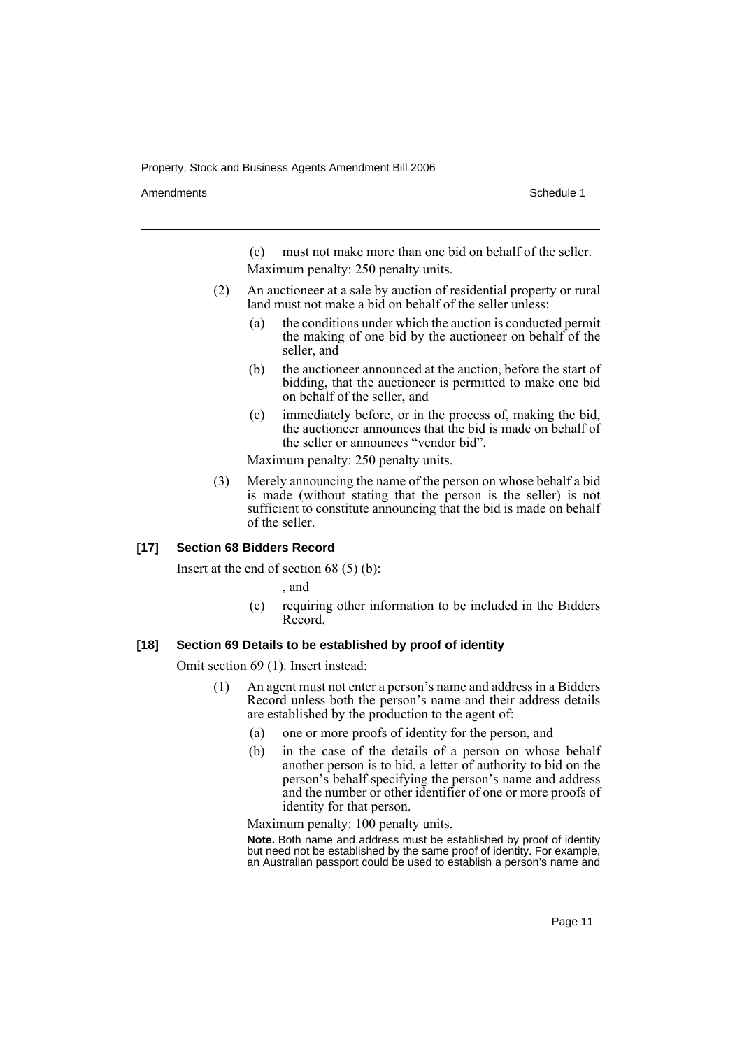(c) must not make more than one bid on behalf of the seller.

Maximum penalty: 250 penalty units.

(2) An auctioneer at a sale by auction of residential property or rural land must not make a bid on behalf of the seller unless:

(a) the conditions under which the auction is conducted permit the making of one bid by the auctioneer on behalf of the seller, and

(b) the auctioneer announced at the auction, before the start of bidding, that the auctioneer is permitted to make one bid on behalf of the seller, and

(c) immediately before, or in the process of, making the bid, the auctioneer announces that the bid is made on behalf of the seller or announces "vendor bid".

Maximum penalty: 250 penalty units.

(3) Merely announcing the name of the person on whose behalf a bid is made (without stating that the person is the seller) is not sufficient to constitute announcing that the bid is made on behalf of the seller.

**[17] Section 68 Bidders Record**

Insert at the end of section 68 (5) (b):

, and

(c) requiring other information to be included in the Bidders Record.

**[18] Section 69 Details to be established by proof of identity**

Omit section 69 (1). Insert instead:

(1) An agent must not enter a person's name and address in a Bidders Record unless both the person's name and their address details are established by the production to the agent of:

(a) one or more proofs of identity for the person, and

(b) in the case of the details of a person on whose behalf another person is to bid, a letter of authority to bid on the person's behalf specifying the person's name and address and the number or other identifier of one or more proofs of identity for that person.

Maximum penalty: 100 penalty units.

**Note.** Both name and address must be established by proof of identity but need not be established by the same proof of identity. For example, an Australian passport could be used to establish a person's name and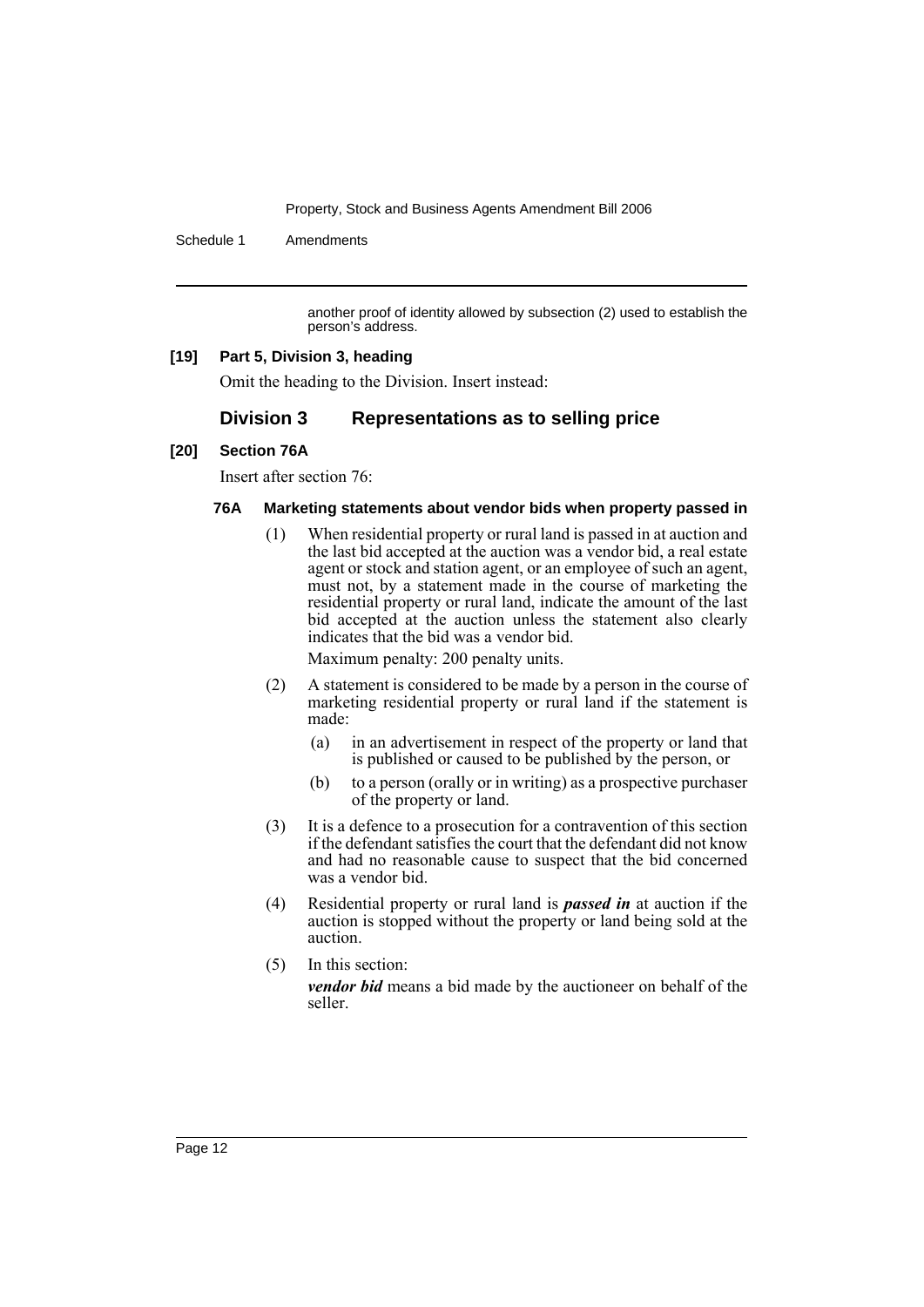another proof of identity allowed by subsection (2) used to establish the person's address.

**[19] Part 5, Division 3, heading**

Omit the heading to the Division. Insert instead:

## Division 3 Representations as to selling price

**[20] Section 76A**

Insert after section 76:

### 76A Marketing statements about vendor bids when property passed in

(1) When residential property or rural land is passed in at auction and the last bid accepted at the auction was a vendor bid, a real estate agent or stock and station agent, or an employee of such an agent, must not, by a statement made in the course of marketing the residential property or rural land, indicate the amount of the last bid accepted at the auction unless the statement also clearly indicates that the bid was a vendor bid.

Maximum penalty: 200 penalty units.

(2) A statement is considered to be made by a person in the course of marketing residential property or rural land if the statement is made:

(a) in an advertisement in respect of the property or land that is published or caused to be published by the person, or

(b) to a person (orally or in writing) as a prospective purchaser of the property or land.

(3) It is a defence to a prosecution for a contravention of this section if the defendant satisfies the court that the defendant did not know and had no reasonable cause to suspect that the bid concerned was a vendor bid.

(4) Residential property or rural land is ***passed in*** at auction if the auction is stopped without the property or land being sold at the auction.

(5) In this section:

***vendor bid*** means a bid made by the auctioneer on behalf of the seller.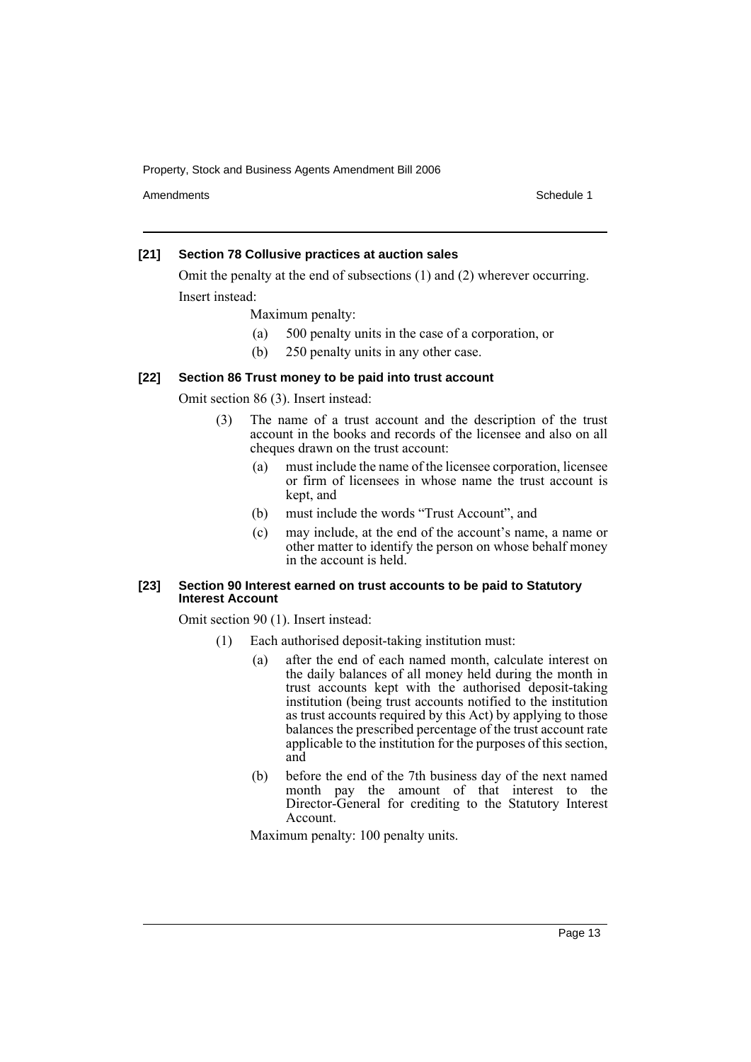### [21] Section 78 Collusive practices at auction sales

Omit the penalty at the end of subsections (1) and (2) wherever occurring.

Insert instead:

Maximum penalty:

(a) 500 penalty units in the case of a corporation, or

(b) 250 penalty units in any other case.

### [22] Section 86 Trust money to be paid into trust account

Omit section 86 (3). Insert instead:

(3) The name of a trust account and the description of the trust account in the books and records of the licensee and also on all cheques drawn on the trust account:

(a) must include the name of the licensee corporation, licensee or firm of licensees in whose name the trust account is kept, and

(b) must include the words "Trust Account", and

(c) may include, at the end of the account's name, a name or other matter to identify the person on whose behalf money in the account is held.

### [23] Section 90 Interest earned on trust accounts to be paid to Statutory Interest Account

Omit section 90 (1). Insert instead:

(1) Each authorised deposit-taking institution must:

(a) after the end of each named month, calculate interest on the daily balances of all money held during the month in trust accounts kept with the authorised deposit-taking institution (being trust accounts notified to the institution as trust accounts required by this Act) by applying to those balances the prescribed percentage of the trust account rate applicable to the institution for the purposes of this section, and

(b) before the end of the 7th business day of the next named month pay the amount of that interest to the Director-General for crediting to the Statutory Interest Account.

Maximum penalty: 100 penalty units.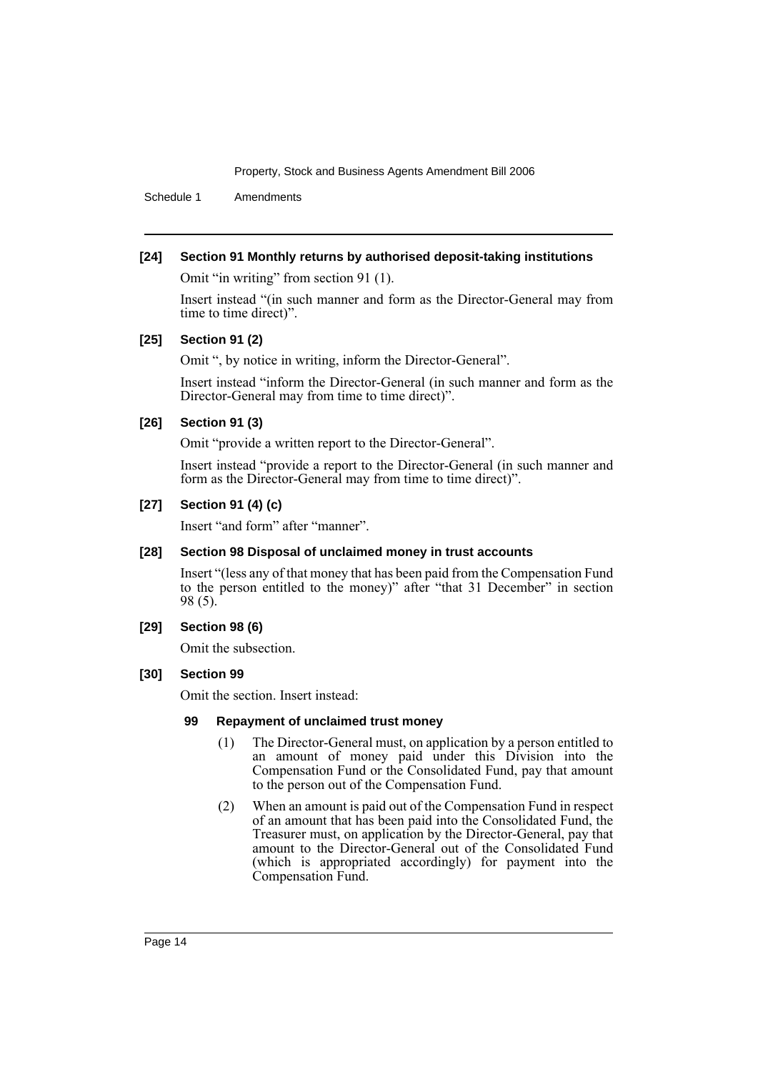**[24] Section 91 Monthly returns by authorised deposit-taking institutions**

Omit "in writing" from section 91 (1).

Insert instead "(in such manner and form as the Director-General may from time to time direct)".

**[25] Section 91 (2)**

Omit ", by notice in writing, inform the Director-General".

Insert instead "inform the Director-General (in such manner and form as the Director-General may from time to time direct)".

**[26] Section 91 (3)**

Omit "provide a written report to the Director-General".

Insert instead "provide a report to the Director-General (in such manner and form as the Director-General may from time to time direct)".

**[27] Section 91 (4) (c)**

Insert "and form" after "manner".

**[28] Section 98 Disposal of unclaimed money in trust accounts**

Insert "(less any of that money that has been paid from the Compensation Fund to the person entitled to the money)" after "that 31 December" in section 98 (5).

**[29] Section 98 (6)**

Omit the subsection.

**[30] Section 99**

Omit the section. Insert instead:

**99 Repayment of unclaimed trust money**

(1) The Director-General must, on application by a person entitled to an amount of money paid under this Division into the Compensation Fund or the Consolidated Fund, pay that amount to the person out of the Compensation Fund.

(2) When an amount is paid out of the Compensation Fund in respect of an amount that has been paid into the Consolidated Fund, the Treasurer must, on application by the Director-General, pay that amount to the Director-General out of the Consolidated Fund (which is appropriated accordingly) for payment into the Compensation Fund.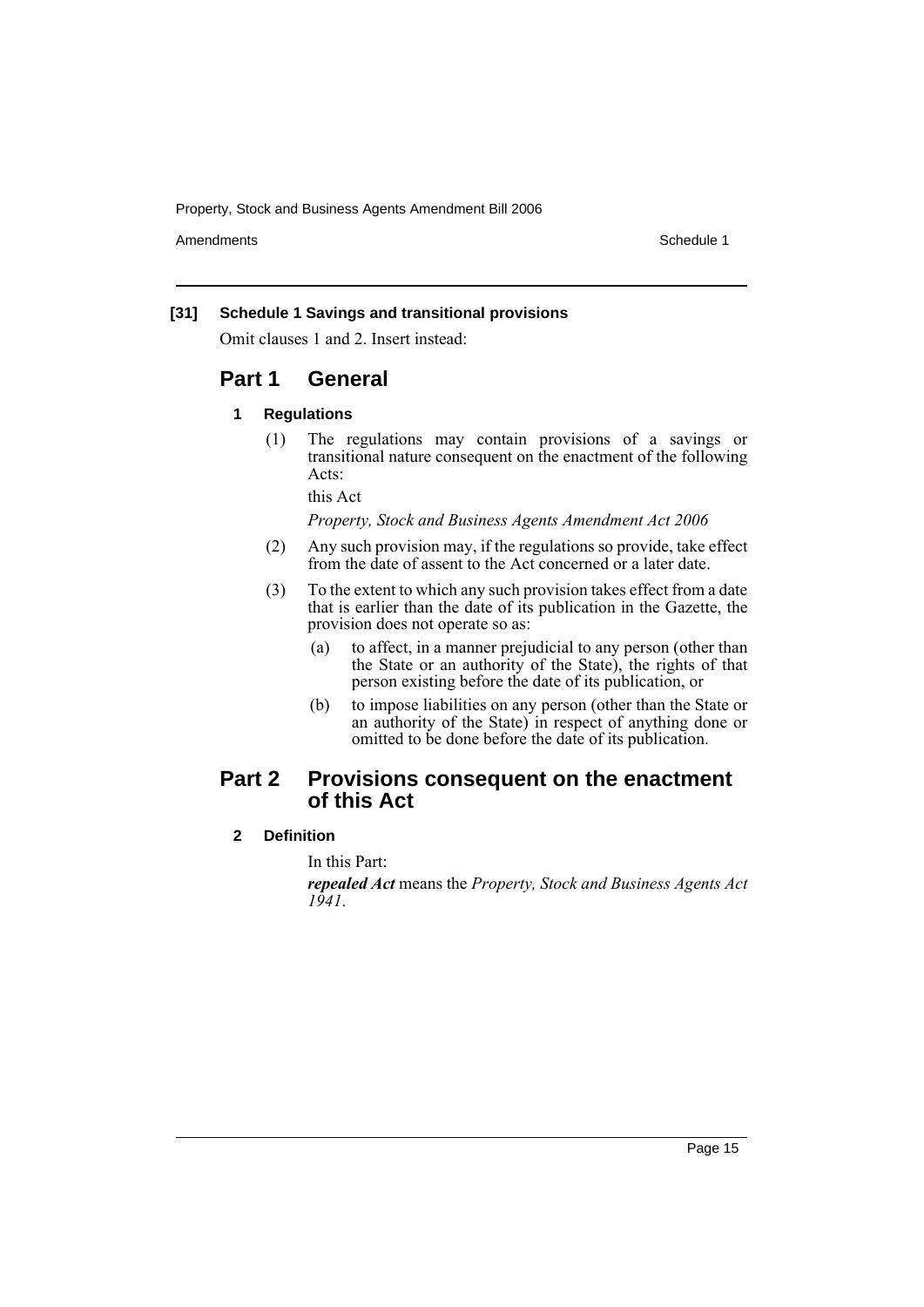### [31] Schedule 1 Savings and transitional provisions

Omit clauses 1 and 2. Insert instead:

## Part 1 General

### 1 Regulations

(1) The regulations may contain provisions of a savings or transitional nature consequent on the enactment of the following Acts:

this Act

*Property, Stock and Business Agents Amendment Act 2006*

(2) Any such provision may, if the regulations so provide, take effect from the date of assent to the Act concerned or a later date.

(3) To the extent to which any such provision takes effect from a date that is earlier than the date of its publication in the Gazette, the provision does not operate so as:

(a) to affect, in a manner prejudicial to any person (other than the State or an authority of the State), the rights of that person existing before the date of its publication, or

(b) to impose liabilities on any person (other than the State or an authority of the State) in respect of anything done or omitted to be done before the date of its publication.

## Part 2 Provisions consequent on the enactment of this Act

### 2 Definition

In this Part:

***repealed Act*** means the *Property, Stock and Business Agents Act 1941*.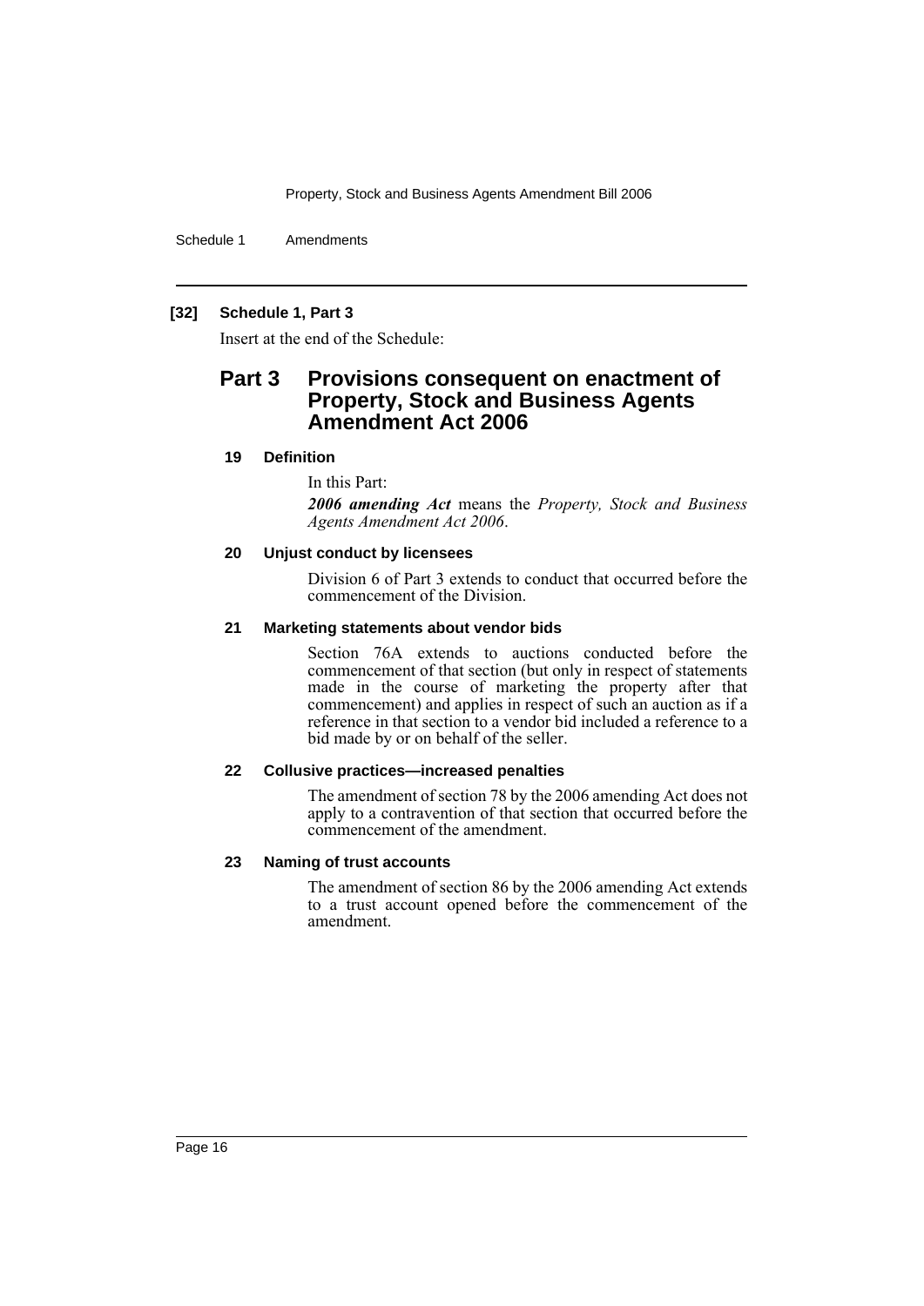**[32] Schedule 1, Part 3**

Insert at the end of the Schedule:

## Part 3 Provisions consequent on enactment of Property, Stock and Business Agents Amendment Act 2006

#### 19 Definition

In this Part:

***2006 amending Act*** means the *Property, Stock and Business Agents Amendment Act 2006*.

#### 20 Unjust conduct by licensees

Division 6 of Part 3 extends to conduct that occurred before the commencement of the Division.

#### 21 Marketing statements about vendor bids

Section 76A extends to auctions conducted before the commencement of that section (but only in respect of statements made in the course of marketing the property after that commencement) and applies in respect of such an auction as if a reference in that section to a vendor bid included a reference to a bid made by or on behalf of the seller.

#### 22 Collusive practices—increased penalties

The amendment of section 78 by the 2006 amending Act does not apply to a contravention of that section that occurred before the commencement of the amendment.

#### 23 Naming of trust accounts

The amendment of section 86 by the 2006 amending Act extends to a trust account opened before the commencement of the amendment.